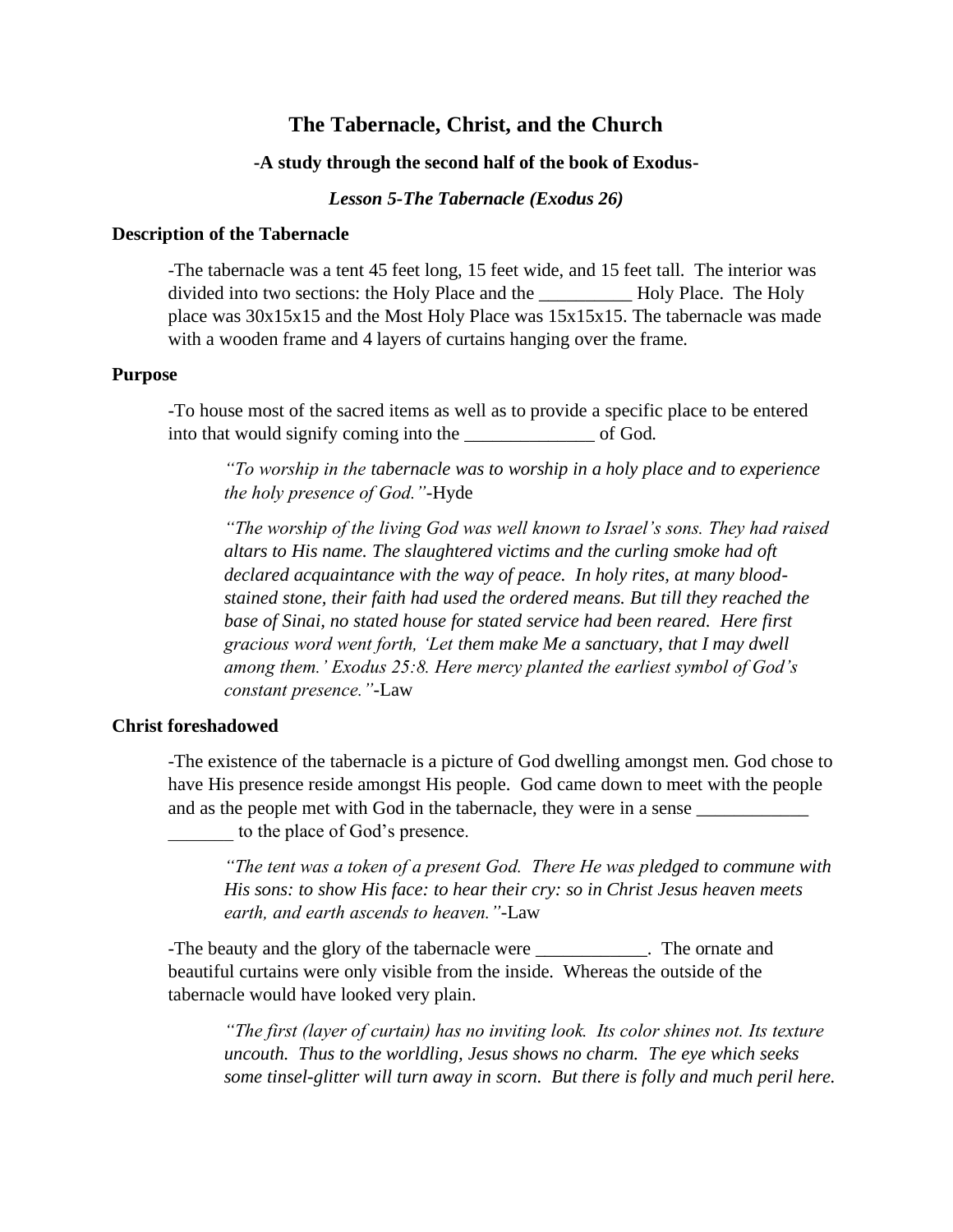# The Tabernacle, Christ, and the Church

### -A study through the second half of the book of Exodus-

***Lesson 5-The Tabernacle (Exodus 26)***

**Description of the Tabernacle**

-The tabernacle was a tent 45 feet long, 15 feet wide, and 15 feet tall. The interior was divided into two sections: the Holy Place and the __________ Holy Place. The Holy place was 30x15x15 and the Most Holy Place was 15x15x15. The tabernacle was made with a wooden frame and 4 layers of curtains hanging over the frame.

**Purpose**

-To house most of the sacred items as well as to provide a specific place to be entered into that would signify coming into the ______________ of God.

> *"To worship in the tabernacle was to worship in a holy place and to experience the holy presence of God."*-Hyde

> *"The worship of the living God was well known to Israel's sons. They had raised altars to His name. The slaughtered victims and the curling smoke had oft declared acquaintance with the way of peace. In holy rites, at many blood-stained stone, their faith had used the ordered means. But till they reached the base of Sinai, no stated house for stated service had been reared. Here first gracious word went forth, 'Let them make Me a sanctuary, that I may dwell among them.' Exodus 25:8. Here mercy planted the earliest symbol of God's constant presence."*-Law

**Christ foreshadowed**

-The existence of the tabernacle is a picture of God dwelling amongst men. God chose to have His presence reside amongst His people. God came down to meet with the people and as the people met with God in the tabernacle, they were in a sense ____________ _______ to the place of God's presence.

> *"The tent was a token of a present God. There He was pledged to commune with His sons: to show His face: to hear their cry: so in Christ Jesus heaven meets earth, and earth ascends to heaven."*-Law

-The beauty and the glory of the tabernacle were ____________. The ornate and beautiful curtains were only visible from the inside. Whereas the outside of the tabernacle would have looked very plain.

> *"The first (layer of curtain) has no inviting look. Its color shines not. Its texture uncouth. Thus to the worldling, Jesus shows no charm. The eye which seeks some tinsel-glitter will turn away in scorn. But there is folly and much peril here.*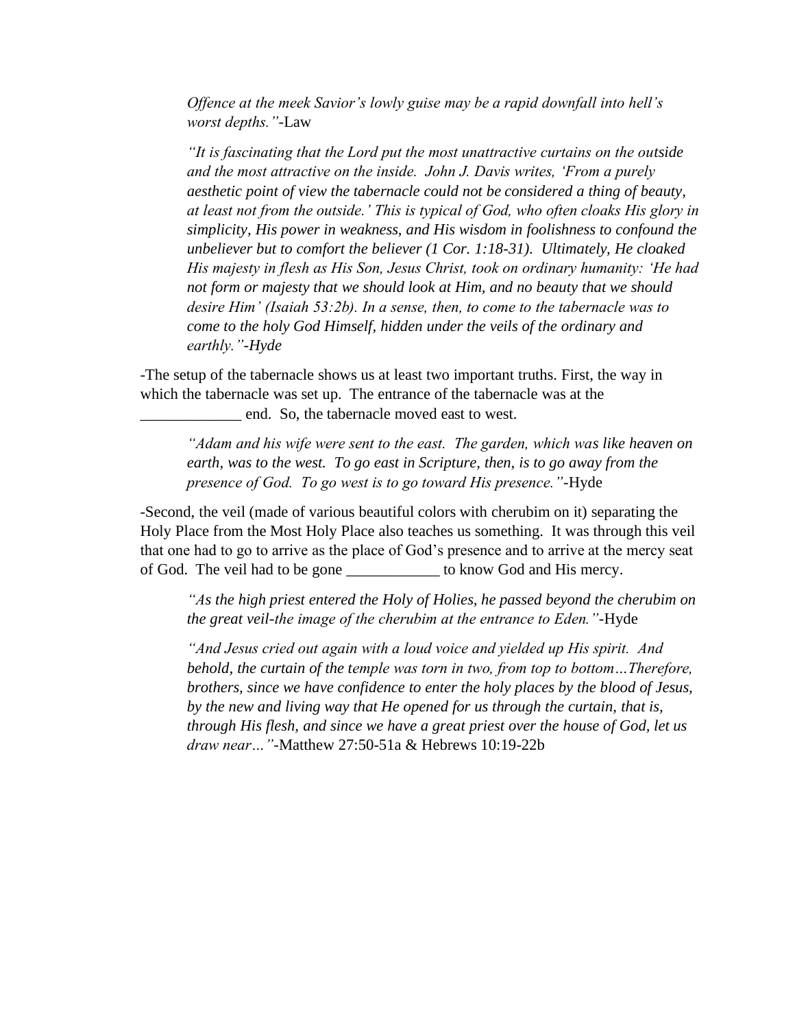> *Offence at the meek Savior's lowly guise may be a rapid downfall into hell's worst depths."*-Law

> *"It is fascinating that the Lord put the most unattractive curtains on the outside and the most attractive on the inside. John J. Davis writes, 'From a purely aesthetic point of view the tabernacle could not be considered a thing of beauty, at least not from the outside.' This is typical of God, who often cloaks His glory in simplicity, His power in weakness, and His wisdom in foolishness to confound the unbeliever but to comfort the believer (1 Cor. 1:18-31). Ultimately, He cloaked His majesty in flesh as His Son, Jesus Christ, took on ordinary humanity: 'He had not form or majesty that we should look at Him, and no beauty that we should desire Him' (Isaiah 53:2b). In a sense, then, to come to the tabernacle was to come to the holy God Himself, hidden under the veils of the ordinary and earthly."-Hyde*

-The setup of the tabernacle shows us at least two important truths. First, the way in which the tabernacle was set up. The entrance of the tabernacle was at the _____________ end. So, the tabernacle moved east to west.

> *"Adam and his wife were sent to the east. The garden, which was like heaven on earth, was to the west. To go east in Scripture, then, is to go away from the presence of God. To go west is to go toward His presence."*-Hyde

-Second, the veil (made of various beautiful colors with cherubim on it) separating the Holy Place from the Most Holy Place also teaches us something. It was through this veil that one had to go to arrive as the place of God's presence and to arrive at the mercy seat of God. The veil had to be gone ____________ to know God and His mercy.

> *"As the high priest entered the Holy of Holies, he passed beyond the cherubim on the great veil-the image of the cherubim at the entrance to Eden."*-Hyde

> *"And Jesus cried out again with a loud voice and yielded up His spirit. And behold, the curtain of the temple was torn in two, from top to bottom…Therefore, brothers, since we have confidence to enter the holy places by the blood of Jesus, by the new and living way that He opened for us through the curtain, that is, through His flesh, and since we have a great priest over the house of God, let us draw near…"*-Matthew 27:50-51a & Hebrews 10:19-22b